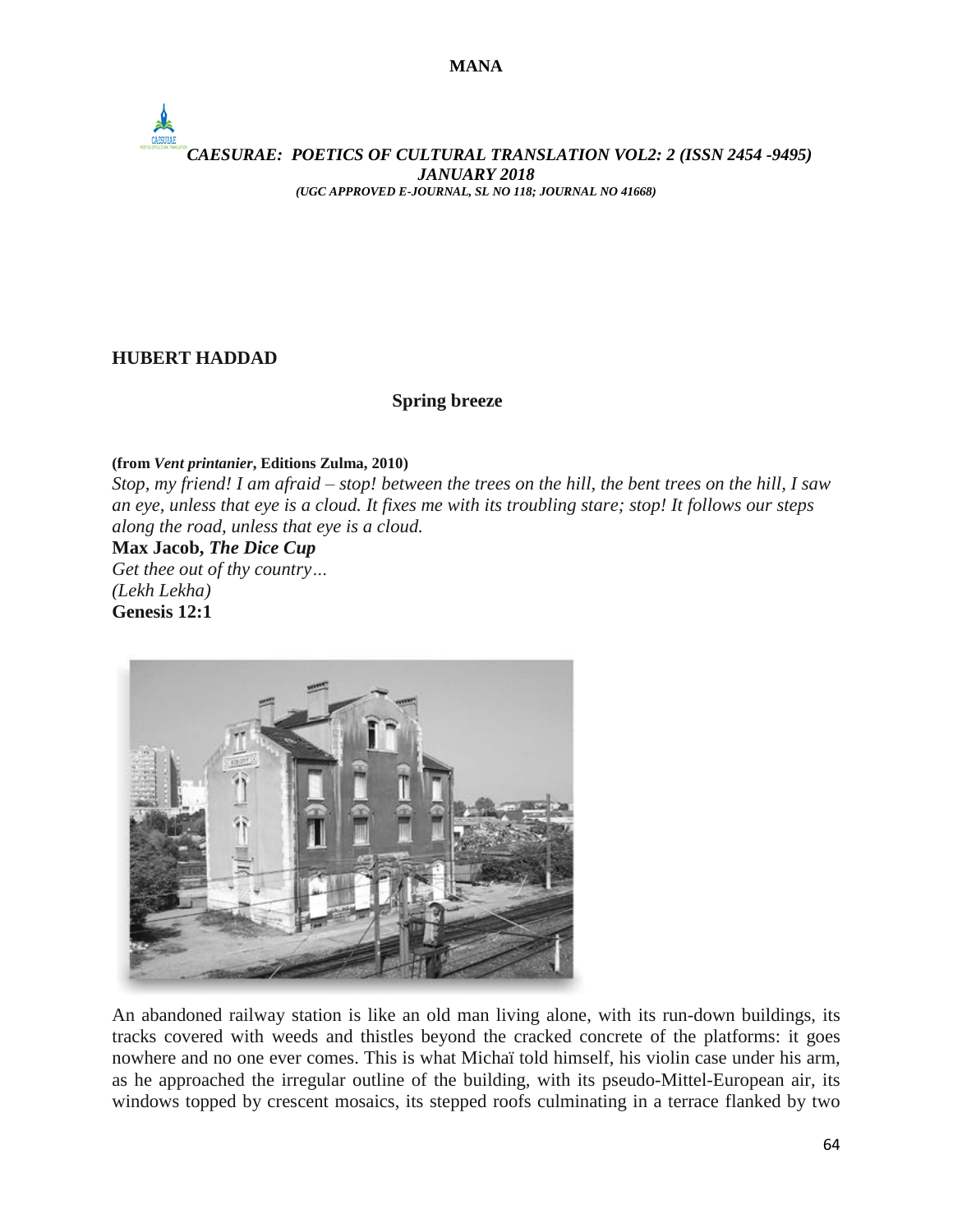## HUBERT HADDAD

### Spring breeze

**(from *Vent printanier*, Editions Zulma, 2010)**

*Stop, my friend! I am afraid – stop! between the trees on the hill, the bent trees on the hill, I saw an eye, unless that eye is a cloud. It fixes me with its troubling stare; stop! It follows our steps along the road, unless that eye is a cloud.*

**Max Jacob, *The Dice Cup***

*Get thee out of thy country…*
*(Lekh Lekha)*

**Genesis 12:1**

An abandoned railway station is like an old man living alone, with its run-down buildings, its tracks covered with weeds and thistles beyond the cracked concrete of the platforms: it goes nowhere and no one ever comes. This is what Michaï told himself, his violin case under his arm, as he approached the irregular outline of the building, with its pseudo-Mittel-European air, its windows topped by crescent mosaics, its stepped roofs culminating in a terrace flanked by two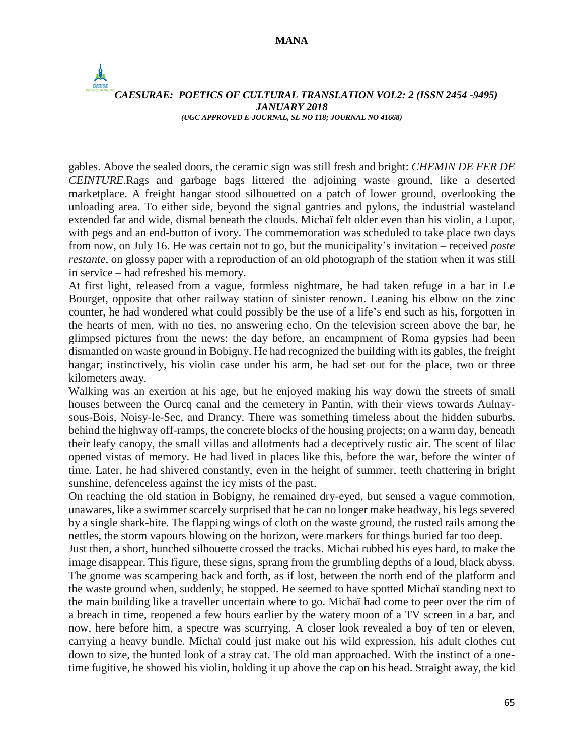gables. Above the sealed doors, the ceramic sign was still fresh and bright: *CHEMIN DE FER DE CEINTURE*.Rags and garbage bags littered the adjoining waste ground, like a deserted marketplace. A freight hangar stood silhouetted on a patch of lower ground, overlooking the unloading area. To either side, beyond the signal gantries and pylons, the industrial wasteland extended far and wide, dismal beneath the clouds. Michaï felt older even than his violin, a Lupot, with pegs and an end-button of ivory. The commemoration was scheduled to take place two days from now, on July 16. He was certain not to go, but the municipality's invitation – received *poste restante*, on glossy paper with a reproduction of an old photograph of the station when it was still in service – had refreshed his memory.

At first light, released from a vague, formless nightmare, he had taken refuge in a bar in Le Bourget, opposite that other railway station of sinister renown. Leaning his elbow on the zinc counter, he had wondered what could possibly be the use of a life's end such as his, forgotten in the hearts of men, with no ties, no answering echo. On the television screen above the bar, he glimpsed pictures from the news: the day before, an encampment of Roma gypsies had been dismantled on waste ground in Bobigny. He had recognized the building with its gables, the freight hangar; instinctively, his violin case under his arm, he had set out for the place, two or three kilometers away.

Walking was an exertion at his age, but he enjoyed making his way down the streets of small houses between the Ourcq canal and the cemetery in Pantin, with their views towards Aulnay-sous-Bois, Noisy-le-Sec, and Drancy. There was something timeless about the hidden suburbs, behind the highway off-ramps, the concrete blocks of the housing projects; on a warm day, beneath their leafy canopy, the small villas and allotments had a deceptively rustic air. The scent of lilac opened vistas of memory. He had lived in places like this, before the war, before the winter of time. Later, he had shivered constantly, even in the height of summer, teeth chattering in bright sunshine, defenceless against the icy mists of the past.

On reaching the old station in Bobigny, he remained dry-eyed, but sensed a vague commotion, unawares, like a swimmer scarcely surprised that he can no longer make headway, his legs severed by a single shark-bite. The flapping wings of cloth on the waste ground, the rusted rails among the nettles, the storm vapours blowing on the horizon, were markers for things buried far too deep.

Just then, a short, hunched silhouette crossed the tracks. Michai rubbed his eyes hard, to make the image disappear. This figure, these signs, sprang from the grumbling depths of a loud, black abyss. The gnome was scampering back and forth, as if lost, between the north end of the platform and the waste ground when, suddenly, he stopped. He seemed to have spotted Michaï standing next to the main building like a traveller uncertain where to go. Michaï had come to peer over the rim of a breach in time, reopened a few hours earlier by the watery moon of a TV screen in a bar, and now, here before him, a spectre was scurrying. A closer look revealed a boy of ten or eleven, carrying a heavy bundle. Michaï could just make out his wild expression, his adult clothes cut down to size, the hunted look of a stray cat. The old man approached. With the instinct of a one-time fugitive, he showed his violin, holding it up above the cap on his head. Straight away, the kid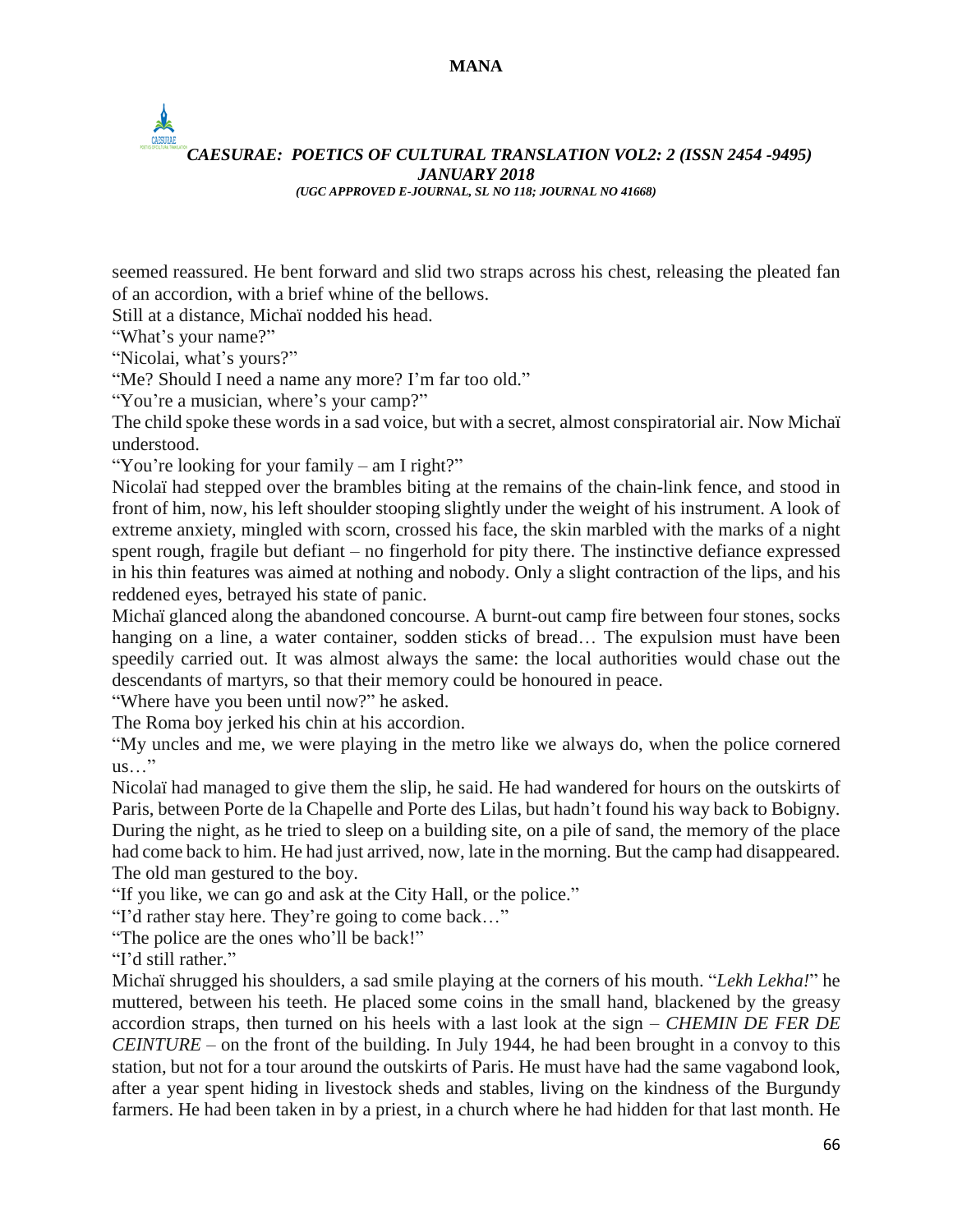seemed reassured. He bent forward and slid two straps across his chest, releasing the pleated fan of an accordion, with a brief whine of the bellows.

Still at a distance, Michaï nodded his head.

"What's your name?"

"Nicolai, what's yours?"

"Me? Should I need a name any more? I'm far too old."

"You're a musician, where's your camp?"

The child spoke these words in a sad voice, but with a secret, almost conspiratorial air. Now Michaï understood.

"You're looking for your family – am I right?"

Nicolaï had stepped over the brambles biting at the remains of the chain-link fence, and stood in front of him, now, his left shoulder stooping slightly under the weight of his instrument. A look of extreme anxiety, mingled with scorn, crossed his face, the skin marbled with the marks of a night spent rough, fragile but defiant – no fingerhold for pity there. The instinctive defiance expressed in his thin features was aimed at nothing and nobody. Only a slight contraction of the lips, and his reddened eyes, betrayed his state of panic.

Michaï glanced along the abandoned concourse. A burnt-out camp fire between four stones, socks hanging on a line, a water container, sodden sticks of bread… The expulsion must have been speedily carried out. It was almost always the same: the local authorities would chase out the descendants of martyrs, so that their memory could be honoured in peace.

"Where have you been until now?" he asked.

The Roma boy jerked his chin at his accordion.

"My uncles and me, we were playing in the metro like we always do, when the police cornered us…"

Nicolaï had managed to give them the slip, he said. He had wandered for hours on the outskirts of Paris, between Porte de la Chapelle and Porte des Lilas, but hadn't found his way back to Bobigny. During the night, as he tried to sleep on a building site, on a pile of sand, the memory of the place had come back to him. He had just arrived, now, late in the morning. But the camp had disappeared.

The old man gestured to the boy.

"If you like, we can go and ask at the City Hall, or the police."

"I'd rather stay here. They're going to come back…"

"The police are the ones who'll be back!"

"I'd still rather."

Michaï shrugged his shoulders, a sad smile playing at the corners of his mouth. "*Lekh Lekha!*" he muttered, between his teeth. He placed some coins in the small hand, blackened by the greasy accordion straps, then turned on his heels with a last look at the sign – *CHEMIN DE FER DE CEINTURE* – on the front of the building. In July 1944, he had been brought in a convoy to this station, but not for a tour around the outskirts of Paris. He must have had the same vagabond look, after a year spent hiding in livestock sheds and stables, living on the kindness of the Burgundy farmers. He had been taken in by a priest, in a church where he had hidden for that last month. He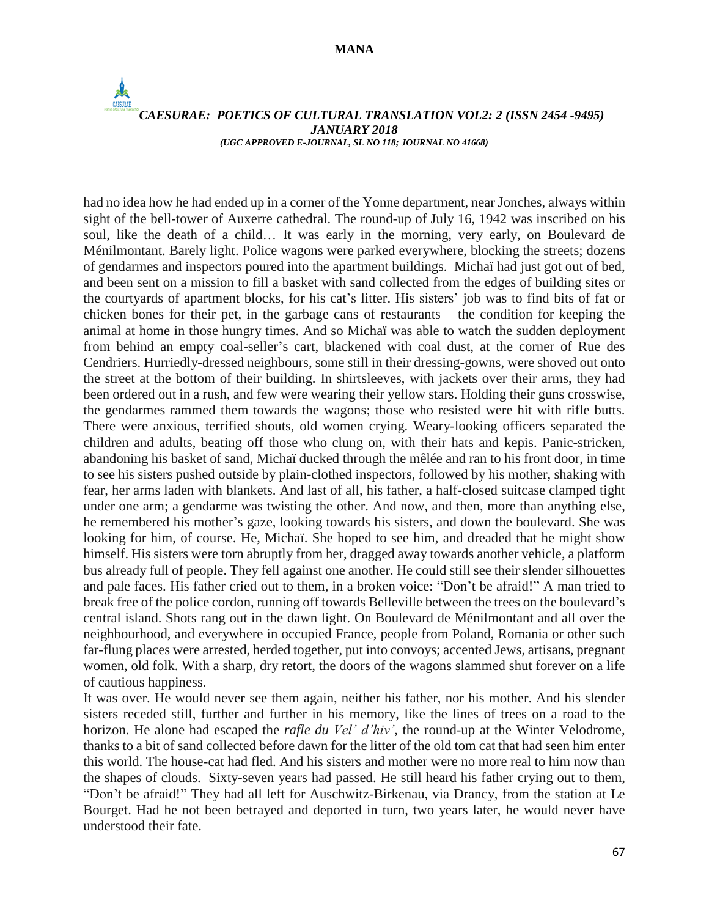had no idea how he had ended up in a corner of the Yonne department, near Jonches, always within sight of the bell-tower of Auxerre cathedral. The round-up of July 16, 1942 was inscribed on his soul, like the death of a child… It was early in the morning, very early, on Boulevard de Ménilmontant. Barely light. Police wagons were parked everywhere, blocking the streets; dozens of gendarmes and inspectors poured into the apartment buildings. Michaï had just got out of bed, and been sent on a mission to fill a basket with sand collected from the edges of building sites or the courtyards of apartment blocks, for his cat's litter. His sisters' job was to find bits of fat or chicken bones for their pet, in the garbage cans of restaurants – the condition for keeping the animal at home in those hungry times. And so Michaï was able to watch the sudden deployment from behind an empty coal-seller's cart, blackened with coal dust, at the corner of Rue des Cendriers. Hurriedly-dressed neighbours, some still in their dressing-gowns, were shoved out onto the street at the bottom of their building. In shirtsleeves, with jackets over their arms, they had been ordered out in a rush, and few were wearing their yellow stars. Holding their guns crosswise, the gendarmes rammed them towards the wagons; those who resisted were hit with rifle butts. There were anxious, terrified shouts, old women crying. Weary-looking officers separated the children and adults, beating off those who clung on, with their hats and kepis. Panic-stricken, abandoning his basket of sand, Michaï ducked through the mêlée and ran to his front door, in time to see his sisters pushed outside by plain-clothed inspectors, followed by his mother, shaking with fear, her arms laden with blankets. And last of all, his father, a half-closed suitcase clamped tight under one arm; a gendarme was twisting the other. And now, and then, more than anything else, he remembered his mother's gaze, looking towards his sisters, and down the boulevard. She was looking for him, of course. He, Michaï. She hoped to see him, and dreaded that he might show himself. His sisters were torn abruptly from her, dragged away towards another vehicle, a platform bus already full of people. They fell against one another. He could still see their slender silhouettes and pale faces. His father cried out to them, in a broken voice: "Don't be afraid!" A man tried to break free of the police cordon, running off towards Belleville between the trees on the boulevard's central island. Shots rang out in the dawn light. On Boulevard de Ménilmontant and all over the neighbourhood, and everywhere in occupied France, people from Poland, Romania or other such far-flung places were arrested, herded together, put into convoys; accented Jews, artisans, pregnant women, old folk. With a sharp, dry retort, the doors of the wagons slammed shut forever on a life of cautious happiness.

It was over. He would never see them again, neither his father, nor his mother. And his slender sisters receded still, further and further in his memory, like the lines of trees on a road to the horizon. He alone had escaped the *rafle du Vel' d'hiv'*, the round-up at the Winter Velodrome, thanks to a bit of sand collected before dawn for the litter of the old tom cat that had seen him enter this world. The house-cat had fled. And his sisters and mother were no more real to him now than the shapes of clouds. Sixty-seven years had passed. He still heard his father crying out to them, "Don't be afraid!" They had all left for Auschwitz-Birkenau, via Drancy, from the station at Le Bourget. Had he not been betrayed and deported in turn, two years later, he would never have understood their fate.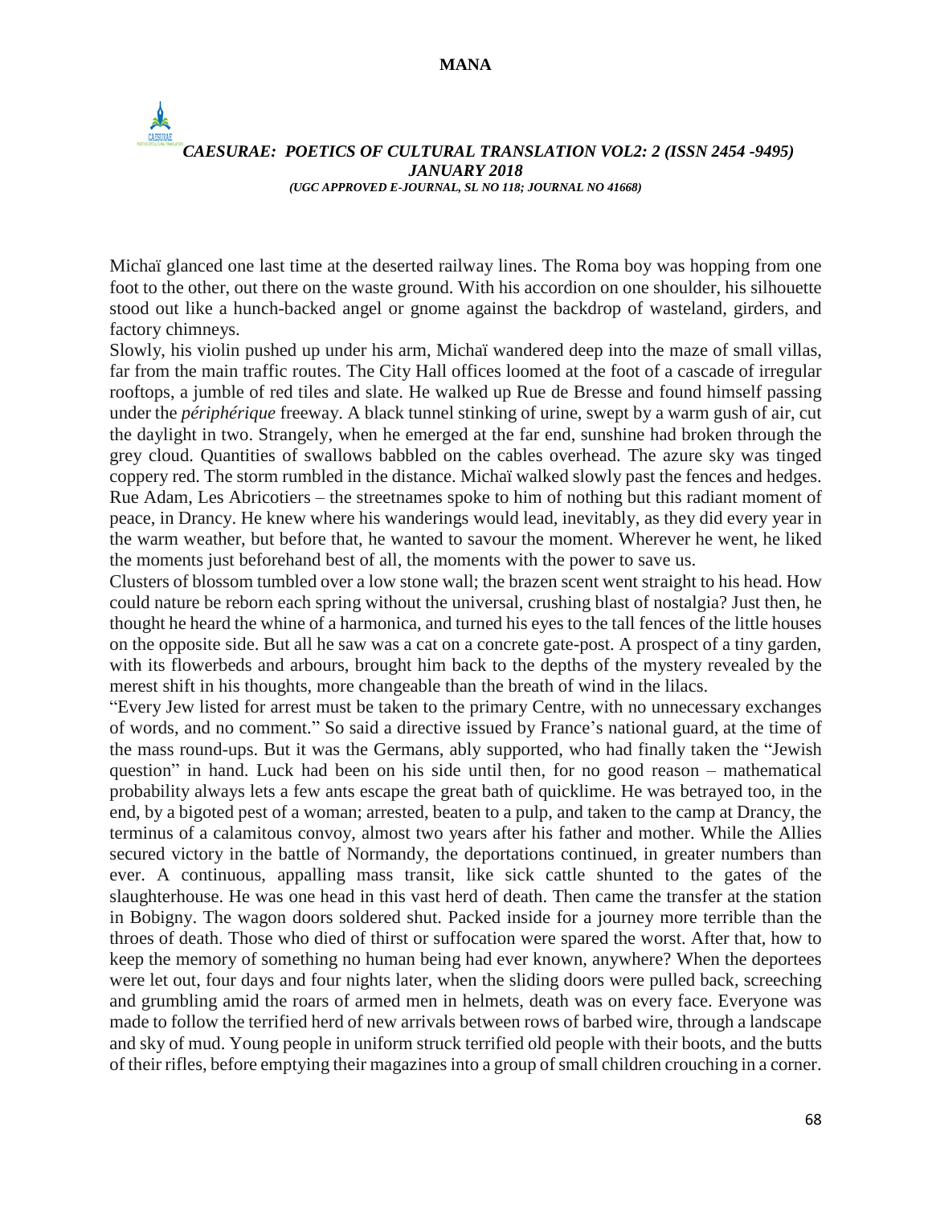Michaï glanced one last time at the deserted railway lines. The Roma boy was hopping from one foot to the other, out there on the waste ground. With his accordion on one shoulder, his silhouette stood out like a hunch-backed angel or gnome against the backdrop of wasteland, girders, and factory chimneys.

Slowly, his violin pushed up under his arm, Michaï wandered deep into the maze of small villas, far from the main traffic routes. The City Hall offices loomed at the foot of a cascade of irregular rooftops, a jumble of red tiles and slate. He walked up Rue de Bresse and found himself passing under the *périphérique* freeway. A black tunnel stinking of urine, swept by a warm gush of air, cut the daylight in two. Strangely, when he emerged at the far end, sunshine had broken through the grey cloud. Quantities of swallows babbled on the cables overhead. The azure sky was tinged coppery red. The storm rumbled in the distance. Michaï walked slowly past the fences and hedges. Rue Adam, Les Abricotiers – the streetnames spoke to him of nothing but this radiant moment of peace, in Drancy. He knew where his wanderings would lead, inevitably, as they did every year in the warm weather, but before that, he wanted to savour the moment. Wherever he went, he liked the moments just beforehand best of all, the moments with the power to save us.

Clusters of blossom tumbled over a low stone wall; the brazen scent went straight to his head. How could nature be reborn each spring without the universal, crushing blast of nostalgia? Just then, he thought he heard the whine of a harmonica, and turned his eyes to the tall fences of the little houses on the opposite side. But all he saw was a cat on a concrete gate-post. A prospect of a tiny garden, with its flowerbeds and arbours, brought him back to the depths of the mystery revealed by the merest shift in his thoughts, more changeable than the breath of wind in the lilacs.

"Every Jew listed for arrest must be taken to the primary Centre, with no unnecessary exchanges of words, and no comment." So said a directive issued by France's national guard, at the time of the mass round-ups. But it was the Germans, ably supported, who had finally taken the "Jewish question" in hand. Luck had been on his side until then, for no good reason – mathematical probability always lets a few ants escape the great bath of quicklime. He was betrayed too, in the end, by a bigoted pest of a woman; arrested, beaten to a pulp, and taken to the camp at Drancy, the terminus of a calamitous convoy, almost two years after his father and mother. While the Allies secured victory in the battle of Normandy, the deportations continued, in greater numbers than ever. A continuous, appalling mass transit, like sick cattle shunted to the gates of the slaughterhouse. He was one head in this vast herd of death. Then came the transfer at the station in Bobigny. The wagon doors soldered shut. Packed inside for a journey more terrible than the throes of death. Those who died of thirst or suffocation were spared the worst. After that, how to keep the memory of something no human being had ever known, anywhere? When the deportees were let out, four days and four nights later, when the sliding doors were pulled back, screeching and grumbling amid the roars of armed men in helmets, death was on every face. Everyone was made to follow the terrified herd of new arrivals between rows of barbed wire, through a landscape and sky of mud. Young people in uniform struck terrified old people with their boots, and the butts of their rifles, before emptying their magazines into a group of small children crouching in a corner.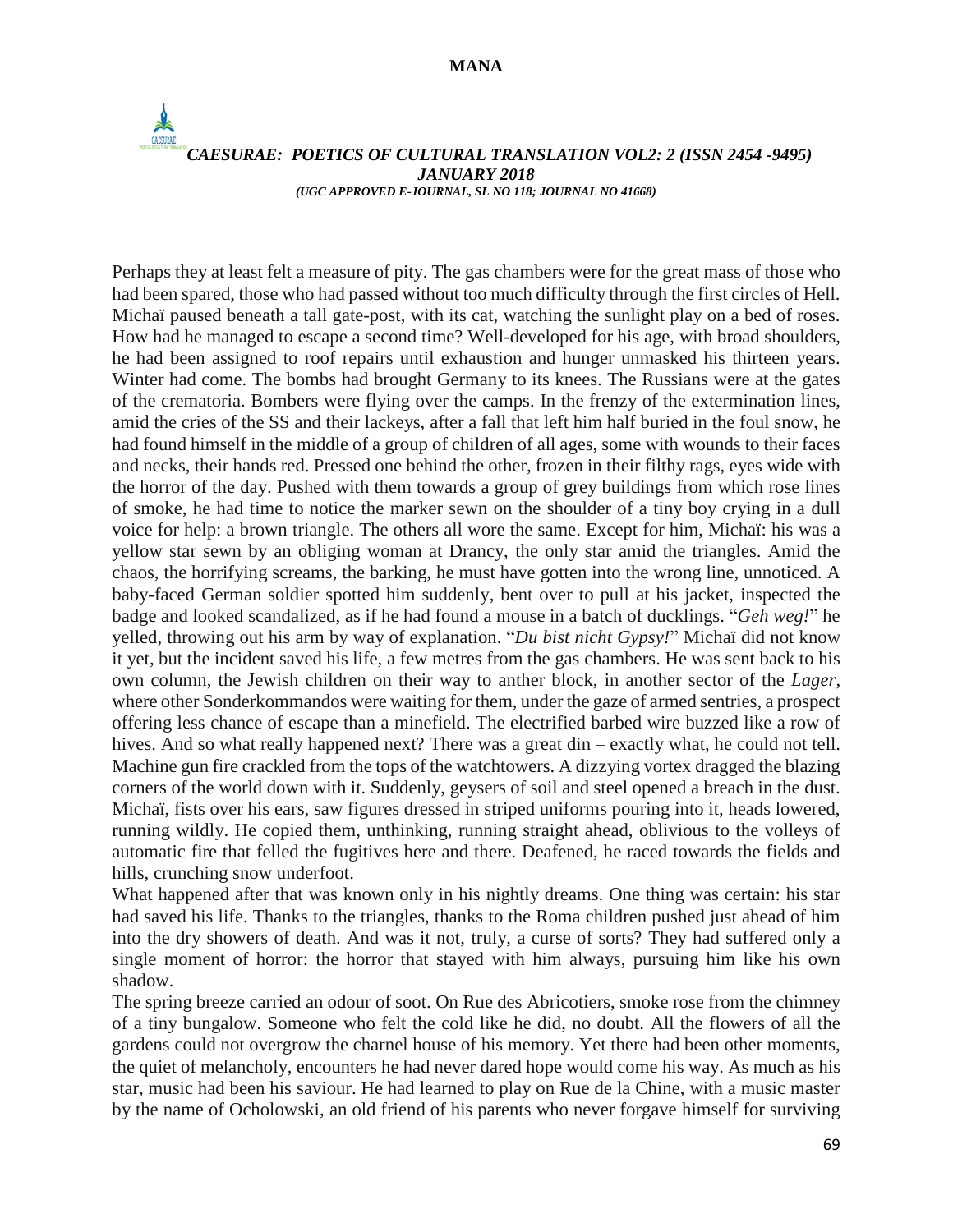Perhaps they at least felt a measure of pity. The gas chambers were for the great mass of those who had been spared, those who had passed without too much difficulty through the first circles of Hell. Michaï paused beneath a tall gate-post, with its cat, watching the sunlight play on a bed of roses. How had he managed to escape a second time? Well-developed for his age, with broad shoulders, he had been assigned to roof repairs until exhaustion and hunger unmasked his thirteen years. Winter had come. The bombs had brought Germany to its knees. The Russians were at the gates of the crematoria. Bombers were flying over the camps. In the frenzy of the extermination lines, amid the cries of the SS and their lackeys, after a fall that left him half buried in the foul snow, he had found himself in the middle of a group of children of all ages, some with wounds to their faces and necks, their hands red. Pressed one behind the other, frozen in their filthy rags, eyes wide with the horror of the day. Pushed with them towards a group of grey buildings from which rose lines of smoke, he had time to notice the marker sewn on the shoulder of a tiny boy crying in a dull voice for help: a brown triangle. The others all wore the same. Except for him, Michaï: his was a yellow star sewn by an obliging woman at Drancy, the only star amid the triangles. Amid the chaos, the horrifying screams, the barking, he must have gotten into the wrong line, unnoticed. A baby-faced German soldier spotted him suddenly, bent over to pull at his jacket, inspected the badge and looked scandalized, as if he had found a mouse in a batch of ducklings. "*Geh weg!*" he yelled, throwing out his arm by way of explanation. "*Du bist nicht Gypsy!*" Michaï did not know it yet, but the incident saved his life, a few metres from the gas chambers. He was sent back to his own column, the Jewish children on their way to anther block, in another sector of the *Lager*, where other Sonderkommandos were waiting for them, under the gaze of armed sentries, a prospect offering less chance of escape than a minefield. The electrified barbed wire buzzed like a row of hives. And so what really happened next? There was a great din – exactly what, he could not tell. Machine gun fire crackled from the tops of the watchtowers. A dizzying vortex dragged the blazing corners of the world down with it. Suddenly, geysers of soil and steel opened a breach in the dust. Michaï, fists over his ears, saw figures dressed in striped uniforms pouring into it, heads lowered, running wildly. He copied them, unthinking, running straight ahead, oblivious to the volleys of automatic fire that felled the fugitives here and there. Deafened, he raced towards the fields and hills, crunching snow underfoot.

What happened after that was known only in his nightly dreams. One thing was certain: his star had saved his life. Thanks to the triangles, thanks to the Roma children pushed just ahead of him into the dry showers of death. And was it not, truly, a curse of sorts? They had suffered only a single moment of horror: the horror that stayed with him always, pursuing him like his own shadow.

The spring breeze carried an odour of soot. On Rue des Abricotiers, smoke rose from the chimney of a tiny bungalow. Someone who felt the cold like he did, no doubt. All the flowers of all the gardens could not overgrow the charnel house of his memory. Yet there had been other moments, the quiet of melancholy, encounters he had never dared hope would come his way. As much as his star, music had been his saviour. He had learned to play on Rue de la Chine, with a music master by the name of Ocholowski, an old friend of his parents who never forgave himself for surviving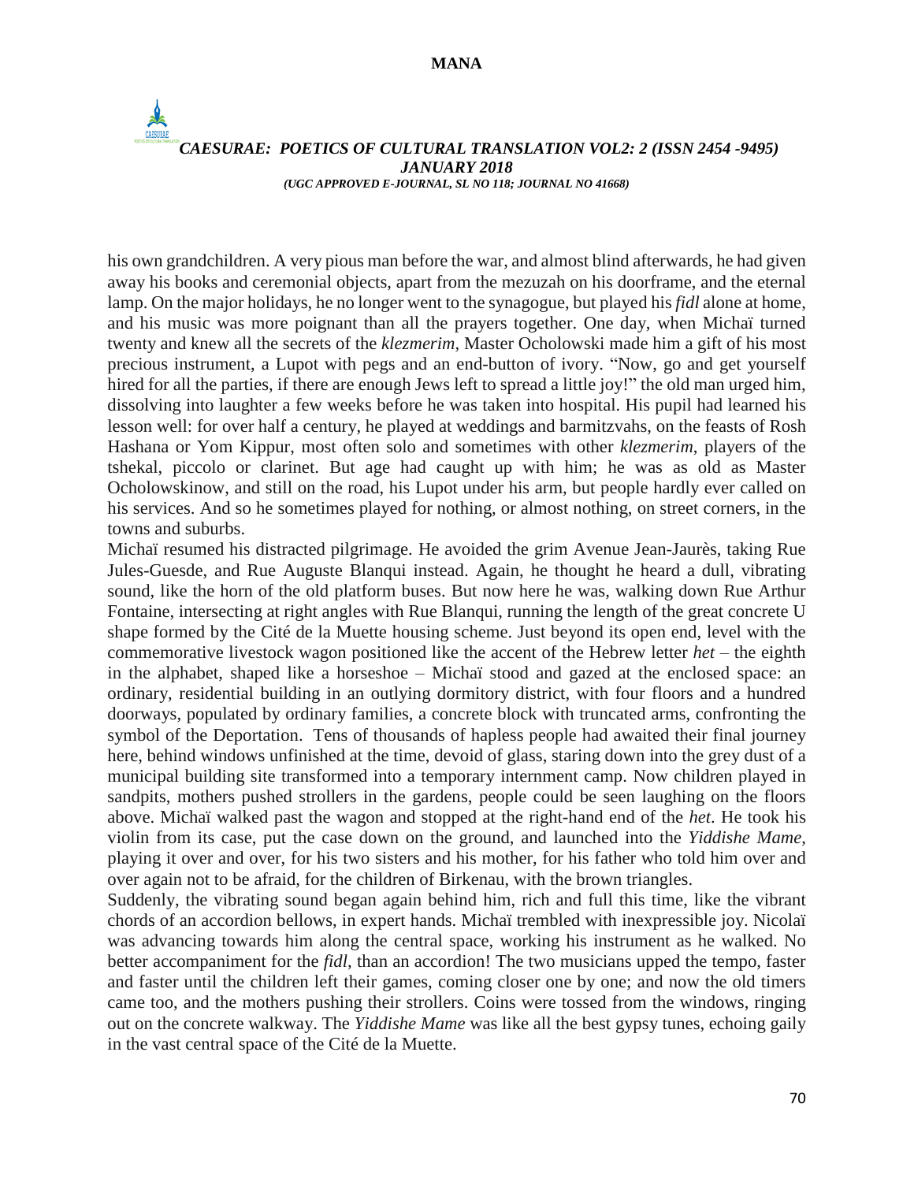his own grandchildren. A very pious man before the war, and almost blind afterwards, he had given away his books and ceremonial objects, apart from the mezuzah on his doorframe, and the eternal lamp. On the major holidays, he no longer went to the synagogue, but played his *fidl* alone at home, and his music was more poignant than all the prayers together. One day, when Michaï turned twenty and knew all the secrets of the *klezmerim*, Master Ocholowski made him a gift of his most precious instrument, a Lupot with pegs and an end-button of ivory. "Now, go and get yourself hired for all the parties, if there are enough Jews left to spread a little joy!" the old man urged him, dissolving into laughter a few weeks before he was taken into hospital. His pupil had learned his lesson well: for over half a century, he played at weddings and barmitzvahs, on the feasts of Rosh Hashana or Yom Kippur, most often solo and sometimes with other *klezmerim*, players of the tshekal, piccolo or clarinet. But age had caught up with him; he was as old as Master Ocholowskinow, and still on the road, his Lupot under his arm, but people hardly ever called on his services. And so he sometimes played for nothing, or almost nothing, on street corners, in the towns and suburbs.

Michaï resumed his distracted pilgrimage. He avoided the grim Avenue Jean-Jaurès, taking Rue Jules-Guesde, and Rue Auguste Blanqui instead. Again, he thought he heard a dull, vibrating sound, like the horn of the old platform buses. But now here he was, walking down Rue Arthur Fontaine, intersecting at right angles with Rue Blanqui, running the length of the great concrete U shape formed by the Cité de la Muette housing scheme. Just beyond its open end, level with the commemorative livestock wagon positioned like the accent of the Hebrew letter *het* – the eighth in the alphabet, shaped like a horseshoe – Michaï stood and gazed at the enclosed space: an ordinary, residential building in an outlying dormitory district, with four floors and a hundred doorways, populated by ordinary families, a concrete block with truncated arms, confronting the symbol of the Deportation. Tens of thousands of hapless people had awaited their final journey here, behind windows unfinished at the time, devoid of glass, staring down into the grey dust of a municipal building site transformed into a temporary internment camp. Now children played in sandpits, mothers pushed strollers in the gardens, people could be seen laughing on the floors above. Michaï walked past the wagon and stopped at the right-hand end of the *het*. He took his violin from its case, put the case down on the ground, and launched into the *Yiddishe Mame*, playing it over and over, for his two sisters and his mother, for his father who told him over and over again not to be afraid, for the children of Birkenau, with the brown triangles.

Suddenly, the vibrating sound began again behind him, rich and full this time, like the vibrant chords of an accordion bellows, in expert hands. Michaï trembled with inexpressible joy. Nicolaï was advancing towards him along the central space, working his instrument as he walked. No better accompaniment for the *fidl*, than an accordion! The two musicians upped the tempo, faster and faster until the children left their games, coming closer one by one; and now the old timers came too, and the mothers pushing their strollers. Coins were tossed from the windows, ringing out on the concrete walkway. The *Yiddishe Mame* was like all the best gypsy tunes, echoing gaily in the vast central space of the Cité de la Muette.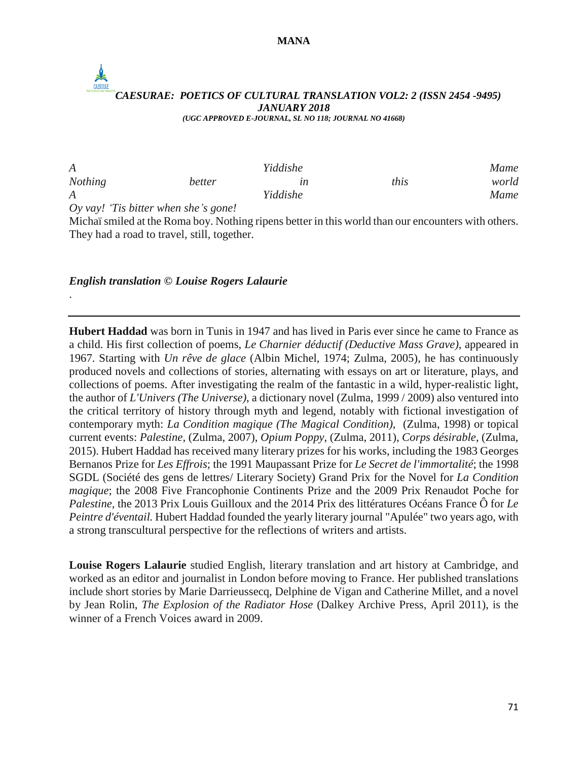*A Yiddishe Mame*
*Nothing better in this world*
*A Yiddishe Mame*
*Oy vay! 'Tis bitter when she's gone!*

Michaï smiled at the Roma boy. Nothing ripens better in this world than our encounters with others. They had a road to travel, still, together.

***English translation © Louise Rogers Lalaurie***

.

---

**Hubert Haddad** was born in Tunis in 1947 and has lived in Paris ever since he came to France as a child. His first collection of poems, *Le Charnier déductif (Deductive Mass Grave)*, appeared in 1967. Starting with *Un rêve de glace* (Albin Michel, 1974; Zulma, 2005), he has continuously produced novels and collections of stories, alternating with essays on art or literature, plays, and collections of poems. After investigating the realm of the fantastic in a wild, hyper-realistic light, the author of *L'Univers (The Universe)*, a dictionary novel (Zulma, 1999 / 2009) also ventured into the critical territory of history through myth and legend, notably with fictional investigation of contemporary myth: *La Condition magique (The Magical Condition)*, (Zulma, 1998) or topical current events: *Palestine*, (Zulma, 2007), *Opium Poppy*, (Zulma, 2011), *Corps désirable*, (Zulma, 2015). Hubert Haddad has received many literary prizes for his works, including the 1983 Georges Bernanos Prize for *Les Effrois*; the 1991 Maupassant Prize for *Le Secret de l'immortalité*; the 1998 SGDL (Société des gens de lettres/ Literary Society) Grand Prix for the Novel for *La Condition magique*; the 2008 Five Francophonie Continents Prize and the 2009 Prix Renaudot Poche for *Palestine*, the 2013 Prix Louis Guilloux and the 2014 Prix des littératures Océans France Ô for *Le Peintre d'éventail.* Hubert Haddad founded the yearly literary journal "Apulée" two years ago, with a strong transcultural perspective for the reflections of writers and artists.

**Louise Rogers Lalaurie** studied English, literary translation and art history at Cambridge, and worked as an editor and journalist in London before moving to France. Her published translations include short stories by Marie Darrieussecq, Delphine de Vigan and Catherine Millet, and a novel by Jean Rolin, *The Explosion of the Radiator Hose* (Dalkey Archive Press, April 2011), is the winner of a French Voices award in 2009.